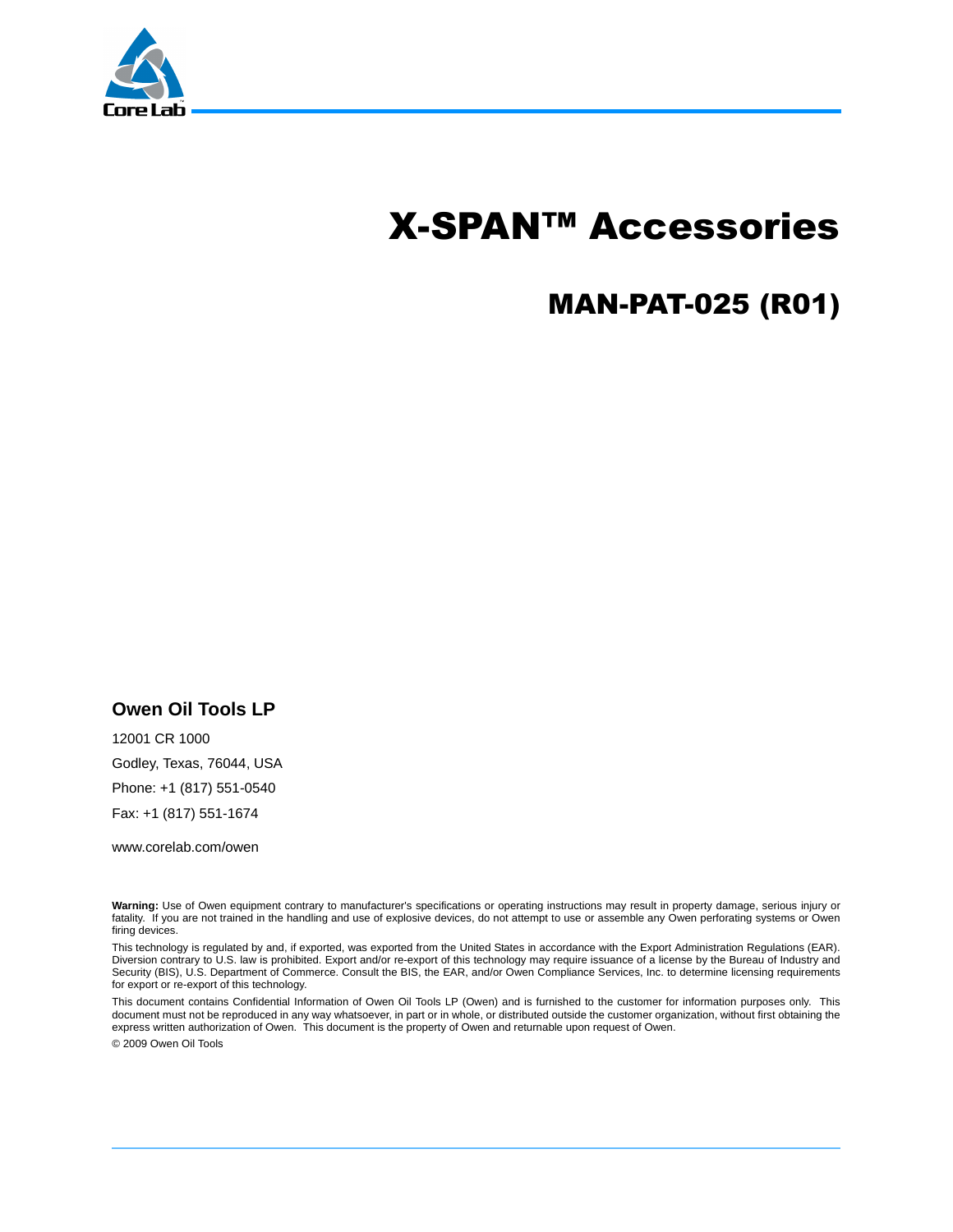# X-SPAN™ Accessories

## MAN-PAT-025 (R01)

**Owen Oil Tools LP**

12001 CR 1000

Godley, Texas, 76044, USA

Phone: +1 (817) 551-0540

Fax: +1 (817) 551-1674

www.corelab.com/owen

**Warning:** Use of Owen equipment contrary to manufacturer's specifications or operating instructions may result in property damage, serious injury or fatality. If you are not trained in the handling and use of explosive devices, do not attempt to use or assemble any Owen perforating systems or Owen firing devices.

This technology is regulated by and, if exported, was exported from the United States in accordance with the Export Administration Regulations (EAR). Diversion contrary to U.S. law is prohibited. Export and/or re-export of this technology may require issuance of a license by the Bureau of Industry and Security (BIS), U.S. Department of Commerce. Consult the BIS, the EAR, and/or Owen Compliance Services, Inc. to determine licensing requirements for export or re-export of this technology.

This document contains Confidential Information of Owen Oil Tools LP (Owen) and is furnished to the customer for information purposes only. This document must not be reproduced in any way whatsoever, in part or in whole, or distributed outside the customer organization, without first obtaining the express written authorization of Owen. This document is the property of Owen and returnable upon request of Owen.

© 2009 Owen Oil Tools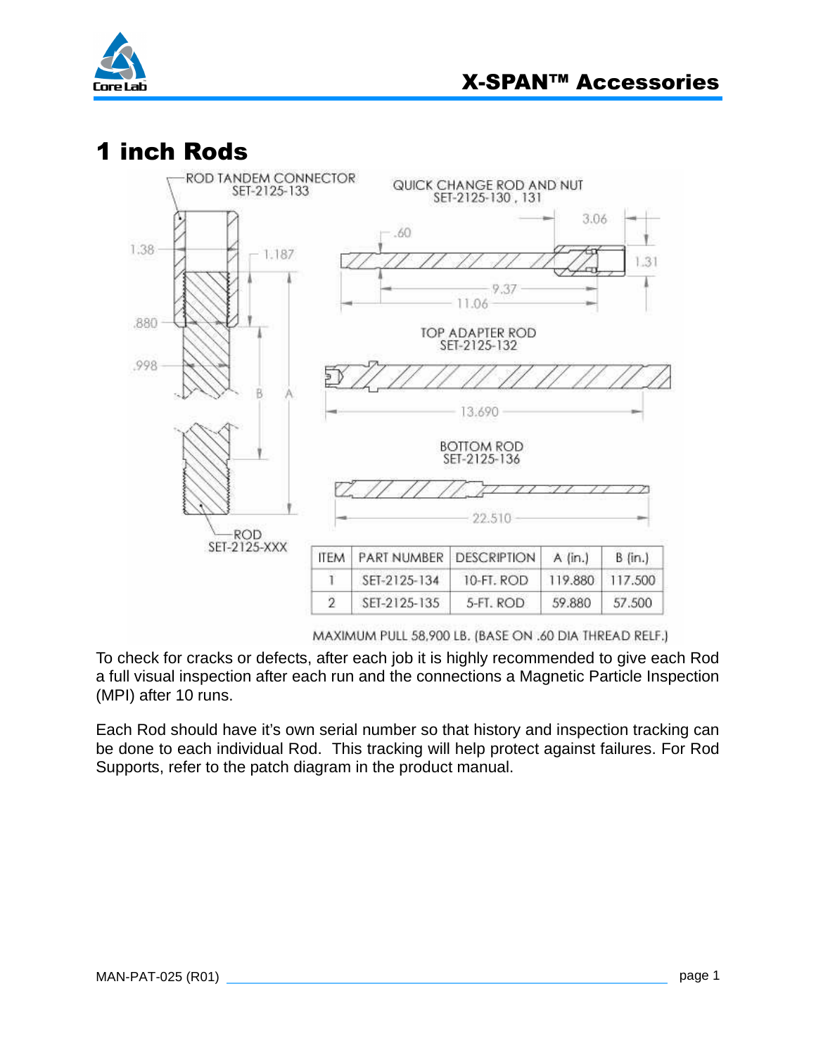# 1 inch Rods

ROD TANDEM CONNECTOR
SET-2125-133

QUICK CHANGE ROD AND NUT
SET-2125-130 , 131

TOP ADAPTER ROD
SET-2125-132

BOTTOM ROD
SET-2125-136

ROD
SET-2125-XXX

| ITEM | PART NUMBER | DESCRIPTION | A (in.) | B (in.) |
|---|---|---|---|---|
| 1 | SET-2125-134 | 10-FT. ROD | 119.880 | 117.500 |
| 2 | SET-2125-135 | 5-FT. ROD | 59.880 | 57.500 |

MAXIMUM PULL 58,900 LB. (BASE ON .60 DIA THREAD RELF.)

To check for cracks or defects, after each job it is highly recommended to give each Rod a full visual inspection after each run and the connections a Magnetic Particle Inspection (MPI) after 10 runs.

Each Rod should have it's own serial number so that history and inspection tracking can be done to each individual Rod. This tracking will help protect against failures. For Rod Supports, refer to the patch diagram in the product manual.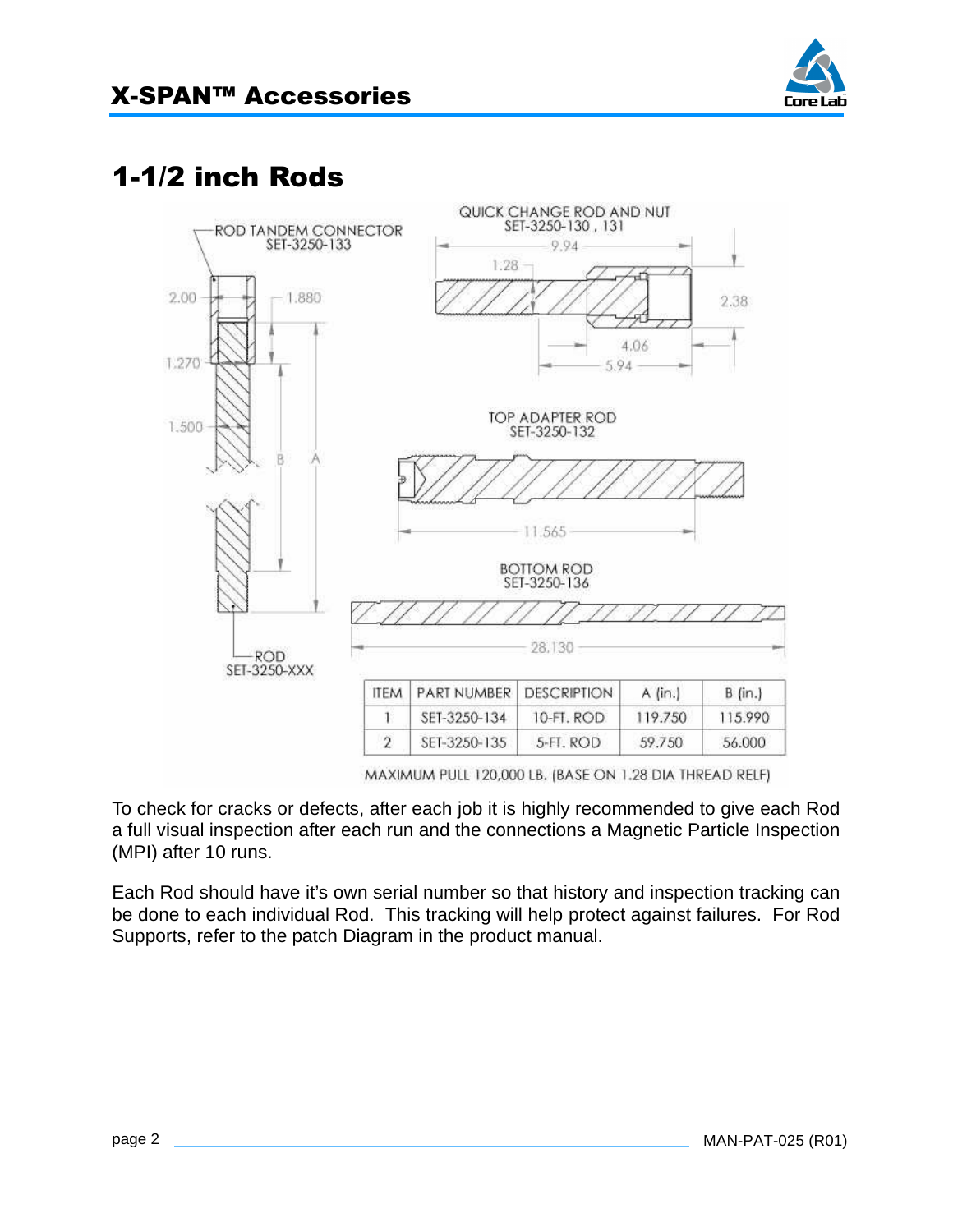## 1-1/2 inch Rods

ROD TANDEM CONNECTOR
SET-3250-133

QUICK CHANGE ROD AND NUT
SET-3250-130 , 131

TOP ADAPTER ROD
SET-3250-132

BOTTOM ROD
SET-3250-136

ROD
SET-3250-XXX

| ITEM | PART NUMBER | DESCRIPTION | A (in.) | B (in.) |
|---|---|---|---|---|
| 1 | SET-3250-134 | 10-FT. ROD | 119.750 | 115.990 |
| 2 | SET-3250-135 | 5-FT. ROD | 59.750 | 56.000 |

MAXIMUM PULL 120,000 LB. (BASE ON 1.28 DIA THREAD RELF)

To check for cracks or defects, after each job it is highly recommended to give each Rod a full visual inspection after each run and the connections a Magnetic Particle Inspection (MPI) after 10 runs.

Each Rod should have it's own serial number so that history and inspection tracking can be done to each individual Rod. This tracking will help protect against failures. For Rod Supports, refer to the patch Diagram in the product manual.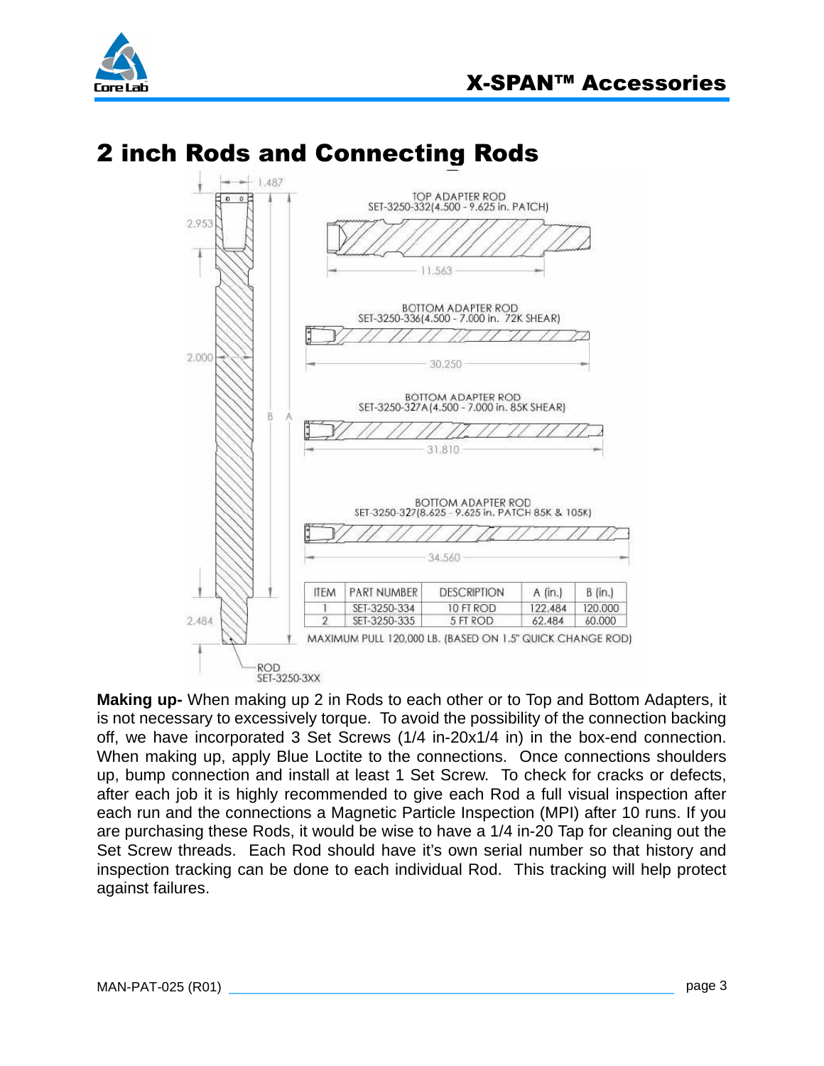## 2 inch Rods and Connecting Rods

1.487

2.953

TOP ADAPTER ROD
SET-3250-332(4.500 - 9.625 in. PATCH)

11.563

BOTTOM ADAPTER ROD
SET-3250-336(4.500 - 7.000 in. 72K SHEAR)

2.000

30.250

BOTTOM ADAPTER ROD
SET-3250-327A(4.500 - 7.000 in. 85K SHEAR)

B A

31.810

BOTTOM ADAPTER ROD
SET-3250-327(8.625 - 9.625 in. PATCH 85K & 105K)

34.560

| ITEM | PART NUMBER | DESCRIPTION | A (in.) | B (in.) |
|---|---|---|---|---|
| 1 | SET-3250-334 | 10 FT ROD | 122.484 | 120.000 |
| 2 | SET-3250-335 | 5 FT ROD | 62.484 | 60.000 |

MAXIMUM PULL 120,000 LB. (BASED ON 1.5" QUICK CHANGE ROD)

2.484

ROD
SET-3250-3XX

**Making up-** When making up 2 in Rods to each other or to Top and Bottom Adapters, it is not necessary to excessively torque. To avoid the possibility of the connection backing off, we have incorporated 3 Set Screws (1/4 in-20x1/4 in) in the box-end connection. When making up, apply Blue Loctite to the connections. Once connections shoulders up, bump connection and install at least 1 Set Screw. To check for cracks or defects, after each job it is highly recommended to give each Rod a full visual inspection after each run and the connections a Magnetic Particle Inspection (MPI) after 10 runs. If you are purchasing these Rods, it would be wise to have a 1/4 in-20 Tap for cleaning out the Set Screw threads. Each Rod should have it's own serial number so that history and inspection tracking can be done to each individual Rod. This tracking will help protect against failures.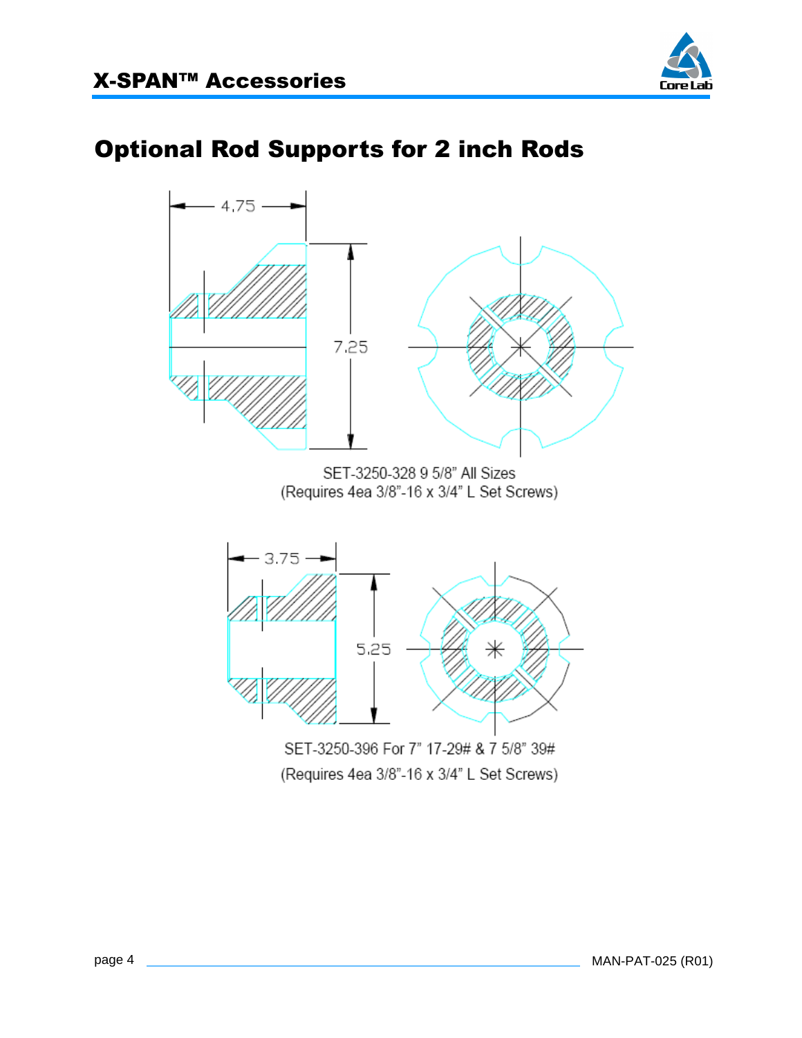# X-SPAN™ Accessories

## Optional Rod Supports for 2 inch Rods

4.75

7.25

SET-3250-328 9 5/8" All Sizes
(Requires 4ea 3/8"-16 x 3/4" L Set Screws)

3.75

5.25

SET-3250-396 For 7" 17-29# & 7 5/8" 39#
(Requires 4ea 3/8"-16 x 3/4" L Set Screws)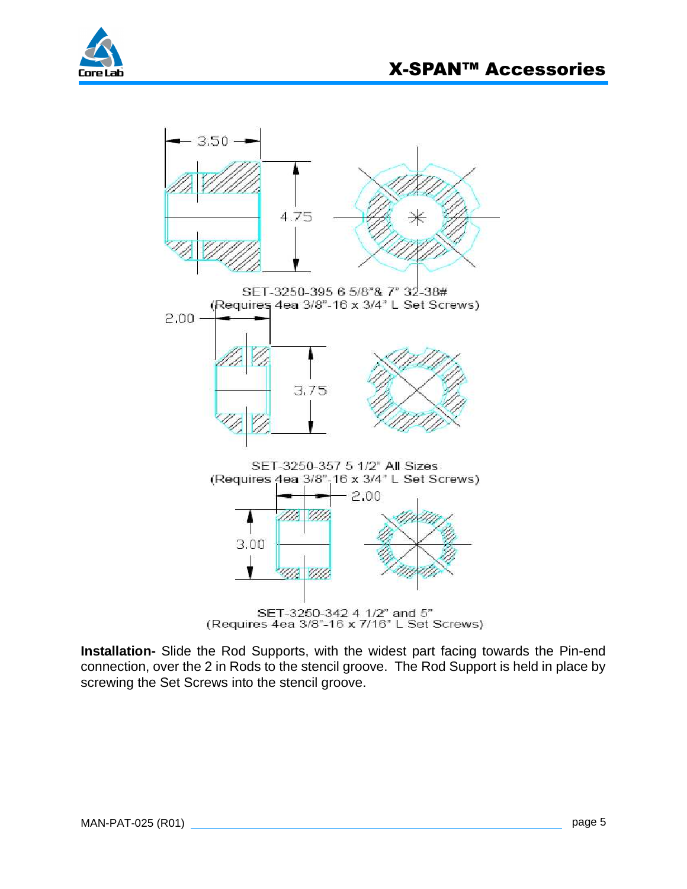# X-SPAN™ Accessories

3.50

4.75

SET-3250-395 6 5/8"& 7" 32-38#
(Requires 4ea 3/8"-16 x 3/4" L Set Screws)

2.00

3.75

SET-3250-357 5 1/2" All Sizes
(Requires 4ea 3/8"-16 x 3/4" L Set Screws)

2.00

3.00

SET-3250-342 4 1/2" and 5"
(Requires 4ea 3/8"-16 x 7/16" L Set Screws)

**Installation-** Slide the Rod Supports, with the widest part facing towards the Pin-end connection, over the 2 in Rods to the stencil groove. The Rod Support is held in place by screwing the Set Screws into the stencil groove.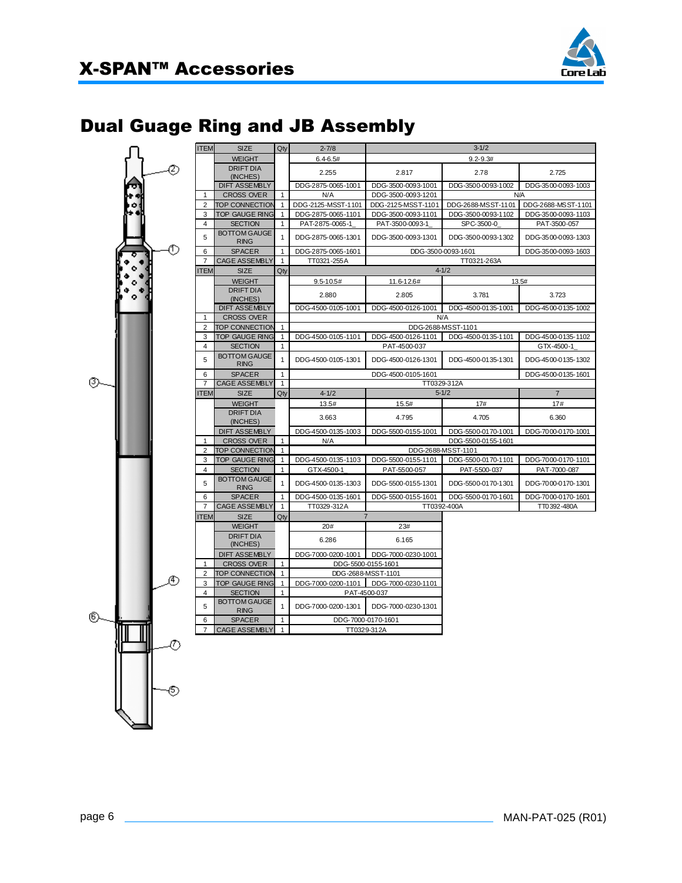# X-SPAN™ Accessories

## Dual Guage Ring and JB Assembly

| ITEM | SIZE | Qty | 2-7/8 | 3-1/2 | | |
|---|---|---|---|---|---|---|
| | WEIGHT | | 6.4-6.5# | 9.2-9.3# | | |
| | DRIFT DIA (INCHES) | | 2.255 | 2.817 | 2.78 | 2.725 |
| | DIFT ASSEMBLY | | DDG-2875-0065-1001 | DDG-3500-0093-1001 | DDG-3500-0093-1002 | DDG-3500-0093-1003 |
| 1 | CROSS OVER | 1 | N/A | DDG-3500-0093-1201 | N/A | |
| 2 | TOP CONNECTION | 1 | DDG-2125-MSST-1101 | DDG-2125-MSST-1101 | DDG-2688-MSST-1101 | DDG-2688-MSST-1101 |
| 3 | TOP GAUGE RING | 1 | DDG-2875-0065-1101 | DDG-3500-0093-1101 | DDG-3500-0093-1102 | DDG-3500-0093-1103 |
| 4 | SECTION | 1 | PAT-2875-0065-1_ | PAT-3500-0093-1_ | SPC-3500-0_ | PAT-3500-057 |
| 5 | BOTTOM GAUGE RING | 1 | DDG-2875-0065-1301 | DDG-3500-0093-1301 | DDG-3500-0093-1302 | DDG-3500-0093-1303 |
| 6 | SPACER | 1 | DDG-2875-0065-1601 | DDG-3500-0093-1601 | | DDG-3500-0093-1603 |
| 7 | CAGE ASSEMBLY | 1 | TT0321-255A | TT0321-263A | | |

| ITEM | SIZE | Qty | 4-1/2 | | | |
|---|---|---|---|---|---|---|
| | WEIGHT | | 9.5-10.5# | 11.6-12.6# | 13.5# | |
| | DRIFT DIA (INCHES) | | 2.880 | 2.805 | 3.781 | 3.723 |
| | DIFT ASSEMBLY | | DDG-4500-0105-1001 | DDG-4500-0126-1001 | DDG-4500-0135-1001 | DDG-4500-0135-1002 |
| 1 | CROSS OVER | | N/A | | | |
| 2 | TOP CONNECTION | 1 | DDG-2688-MSST-1101 | | | |
| 3 | TOP GAUGE RING | 1 | DDG-4500-0105-1101 | DDG-4500-0126-1101 | DDG-4500-0135-1101 | DDG-4500-0135-1102 |
| 4 | SECTION | 1 | PAT-4500-037 | | | GTX-4500-1_ |
| 5 | BOTTOM GAUGE RING | 1 | DDG-4500-0105-1301 | DDG-4500-0126-1301 | DDG-4500-0135-1301 | DDG-4500-0135-1302 |
| 6 | SPACER | 1 | DDG-4500-0105-1601 | | | DDG-4500-0135-1601 |
| 7 | CAGE ASSEMBLY | 1 | TT0329-312A | | | |

| ITEM | SIZE | Qty | 4-1/2 | 5-1/2 | | 7 |
|---|---|---|---|---|---|---|
| | WEIGHT | | 13.5# | 15.5# | 17# | 17# |
| | DRIFT DIA (INCHES) | | 3.663 | 4.795 | 4.705 | 6.360 |
| | DIFT ASSEMBLY | | DDG-4500-0135-1003 | DDG-5500-0155-1001 | DDG-5500-0170-1001 | DDG-7000-0170-1001 |
| 1 | CROSS OVER | 1 | N/A | DDG-5500-0155-1601 | | |
| 2 | TOP CONNECTION | 1 | DDG-2688-MSST-1101 | | | |
| 3 | TOP GAUGE RING | 1 | DDG-4500-0135-1103 | DDG-5500-0155-1101 | DDG-5500-0170-1101 | DDG-7000-0170-1101 |
| 4 | SECTION | 1 | GTX-4500-1_ | PAT-5500-057 | PAT-5500-037 | PAT-7000-087 |
| 5 | BOTTOM GAUGE RING | 1 | DDG-4500-0135-1303 | DDG-5500-0155-1301 | DDG-5500-0170-1301 | DDG-7000-0170-1301 |
| 6 | SPACER | 1 | DDG-4500-0135-1601 | DDG-5500-0155-1601 | DDG-5500-0170-1601 | DDG-7000-0170-1601 |
| 7 | CAGE ASSEMBLY | 1 | TT0329-312A | TT0392-400A | | TT0392-480A |

| ITEM | SIZE | Qty | 7 | |
|---|---|---|---|---|
| | WEIGHT | | 20# | 23# |
| | DRIFT DIA (INCHES) | | 6.286 | 6.165 |
| | DIFT ASSEMBLY | | DDG-7000-0200-1001 | DDG-7000-0230-1001 |
| 1 | CROSS OVER | 1 | DDG-5500-0155-1601 | |
| 2 | TOP CONNECTION | 1 | DDG-2688-MSST-1101 | |
| 3 | TOP GAUGE RING | 1 | DDG-7000-0200-1101 | DDG-7000-0230-1101 |
| 4 | SECTION | 1 | PAT-4500-037 | |
| 5 | BOTTOM GAUGE RING | 1 | DDG-7000-0200-1301 | DDG-7000-0230-1301 |
| 6 | SPACER | 1 | DDG-7000-0170-1601 | |
| 7 | CAGE ASSEMBLY | 1 | TT0329-312A | |

MAN-PAT-025 (R01)